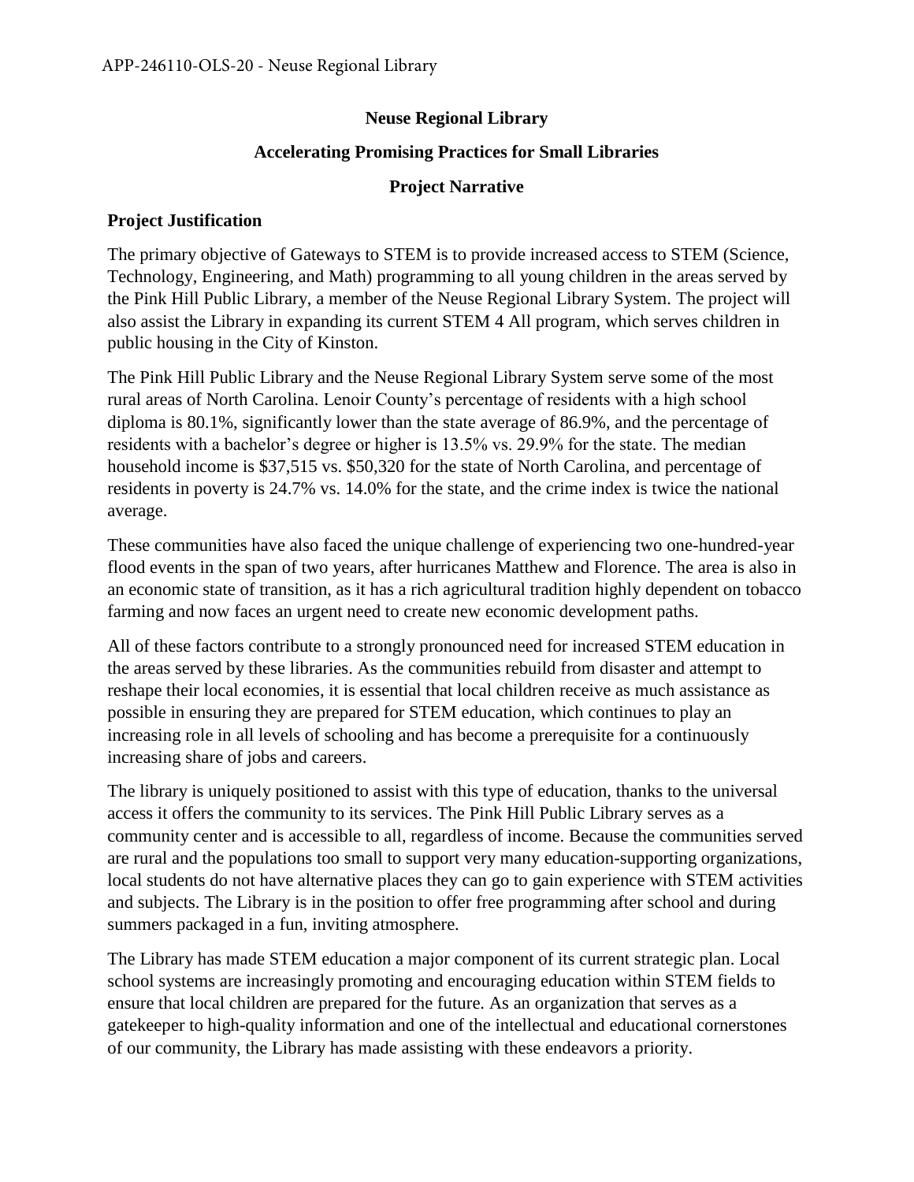**Neuse Regional Library**

**Accelerating Promising Practices for Small Libraries**

**Project Narrative**

## Project Justification

The primary objective of Gateways to STEM is to provide increased access to STEM (Science, Technology, Engineering, and Math) programming to all young children in the areas served by the Pink Hill Public Library, a member of the Neuse Regional Library System. The project will also assist the Library in expanding its current STEM 4 All program, which serves children in public housing in the City of Kinston.

The Pink Hill Public Library and the Neuse Regional Library System serve some of the most rural areas of North Carolina. Lenoir County's percentage of residents with a high school diploma is 80.1%, significantly lower than the state average of 86.9%, and the percentage of residents with a bachelor's degree or higher is 13.5% vs. 29.9% for the state. The median household income is $37,515 vs. $50,320 for the state of North Carolina, and percentage of residents in poverty is 24.7% vs. 14.0% for the state, and the crime index is twice the national average.

These communities have also faced the unique challenge of experiencing two one-hundred-year flood events in the span of two years, after hurricanes Matthew and Florence. The area is also in an economic state of transition, as it has a rich agricultural tradition highly dependent on tobacco farming and now faces an urgent need to create new economic development paths.

All of these factors contribute to a strongly pronounced need for increased STEM education in the areas served by these libraries. As the communities rebuild from disaster and attempt to reshape their local economies, it is essential that local children receive as much assistance as possible in ensuring they are prepared for STEM education, which continues to play an increasing role in all levels of schooling and has become a prerequisite for a continuously increasing share of jobs and careers.

The library is uniquely positioned to assist with this type of education, thanks to the universal access it offers the community to its services. The Pink Hill Public Library serves as a community center and is accessible to all, regardless of income. Because the communities served are rural and the populations too small to support very many education-supporting organizations, local students do not have alternative places they can go to gain experience with STEM activities and subjects. The Library is in the position to offer free programming after school and during summers packaged in a fun, inviting atmosphere.

The Library has made STEM education a major component of its current strategic plan. Local school systems are increasingly promoting and encouraging education within STEM fields to ensure that local children are prepared for the future. As an organization that serves as a gatekeeper to high-quality information and one of the intellectual and educational cornerstones of our community, the Library has made assisting with these endeavors a priority.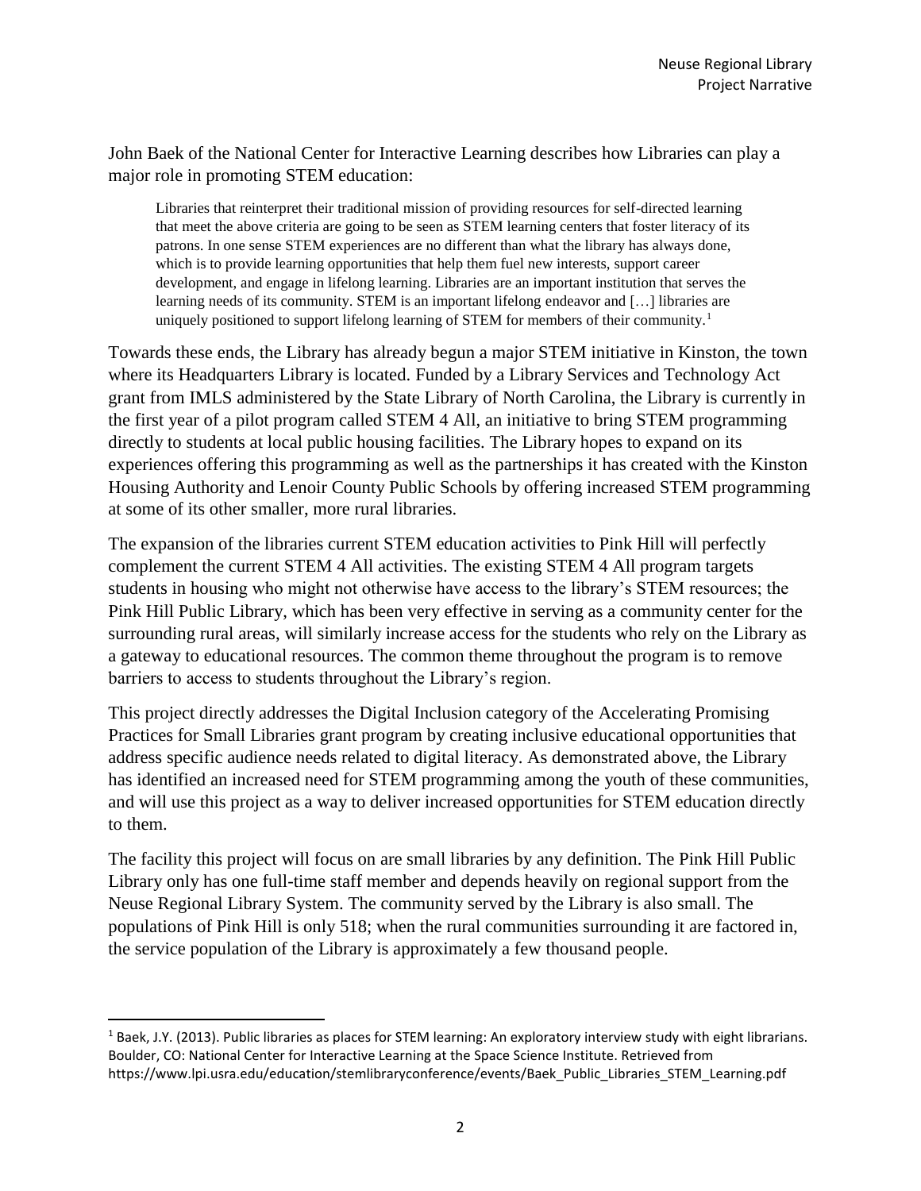John Baek of the National Center for Interactive Learning describes how Libraries can play a major role in promoting STEM education:

> Libraries that reinterpret their traditional mission of providing resources for self-directed learning that meet the above criteria are going to be seen as STEM learning centers that foster literacy of its patrons. In one sense STEM experiences are no different than what the library has always done, which is to provide learning opportunities that help them fuel new interests, support career development, and engage in lifelong learning. Libraries are an important institution that serves the learning needs of its community. STEM is an important lifelong endeavor and […] libraries are uniquely positioned to support lifelong learning of STEM for members of their community.[1]

Towards these ends, the Library has already begun a major STEM initiative in Kinston, the town where its Headquarters Library is located. Funded by a Library Services and Technology Act grant from IMLS administered by the State Library of North Carolina, the Library is currently in the first year of a pilot program called STEM 4 All, an initiative to bring STEM programming directly to students at local public housing facilities. The Library hopes to expand on its experiences offering this programming as well as the partnerships it has created with the Kinston Housing Authority and Lenoir County Public Schools by offering increased STEM programming at some of its other smaller, more rural libraries.

The expansion of the libraries current STEM education activities to Pink Hill will perfectly complement the current STEM 4 All activities. The existing STEM 4 All program targets students in housing who might not otherwise have access to the library's STEM resources; the Pink Hill Public Library, which has been very effective in serving as a community center for the surrounding rural areas, will similarly increase access for the students who rely on the Library as a gateway to educational resources. The common theme throughout the program is to remove barriers to access to students throughout the Library's region.

This project directly addresses the Digital Inclusion category of the Accelerating Promising Practices for Small Libraries grant program by creating inclusive educational opportunities that address specific audience needs related to digital literacy. As demonstrated above, the Library has identified an increased need for STEM programming among the youth of these communities, and will use this project as a way to deliver increased opportunities for STEM education directly to them.

The facility this project will focus on are small libraries by any definition. The Pink Hill Public Library only has one full-time staff member and depends heavily on regional support from the Neuse Regional Library System. The community served by the Library is also small. The populations of Pink Hill is only 518; when the rural communities surrounding it are factored in, the service population of the Library is approximately a few thousand people.

---

[1] Baek, J.Y. (2013). Public libraries as places for STEM learning: An exploratory interview study with eight librarians. Boulder, CO: National Center for Interactive Learning at the Space Science Institute. Retrieved from https://www.lpi.usra.edu/education/stemlibraryconference/events/Baek_Public_Libraries_STEM_Learning.pdf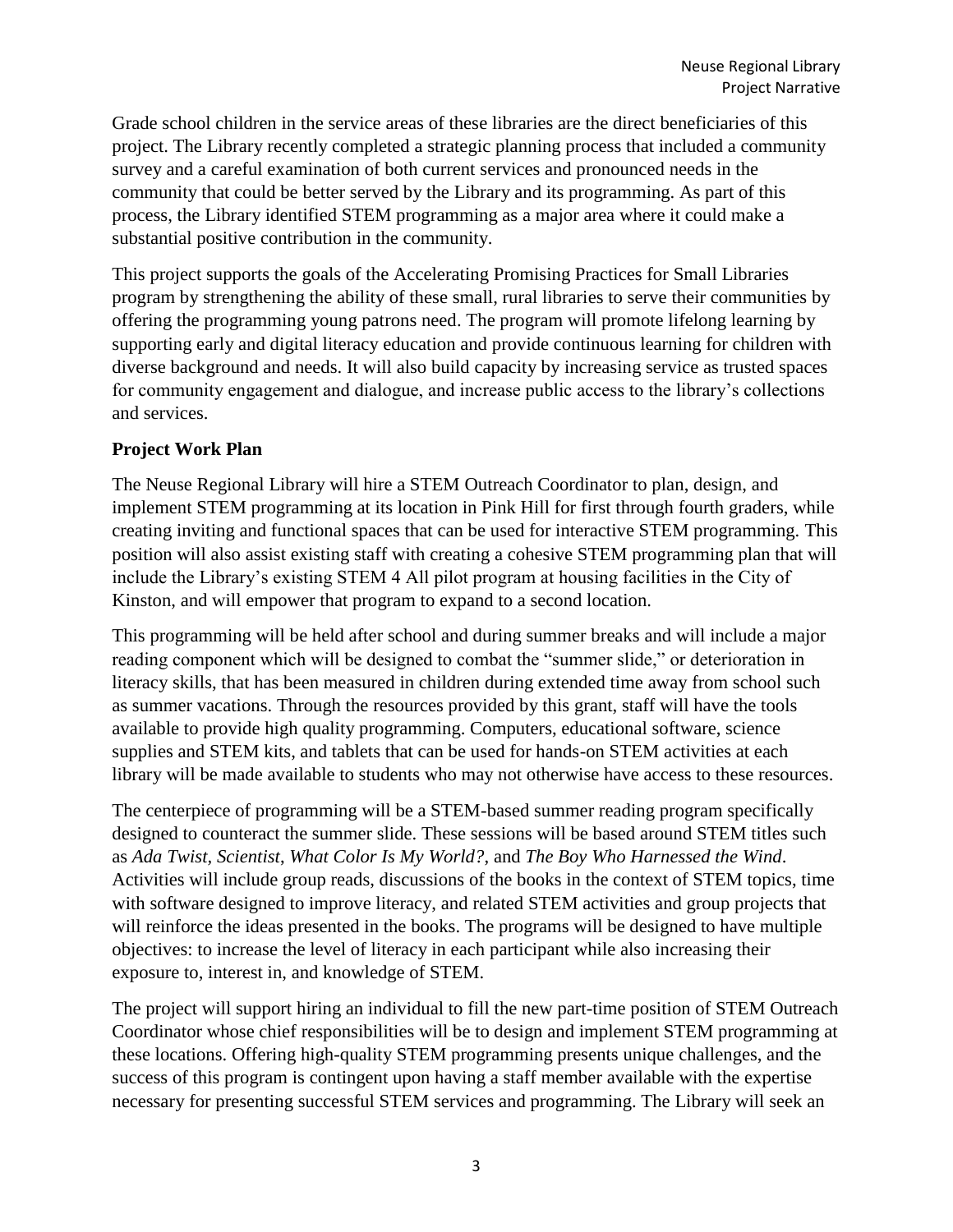Grade school children in the service areas of these libraries are the direct beneficiaries of this project. The Library recently completed a strategic planning process that included a community survey and a careful examination of both current services and pronounced needs in the community that could be better served by the Library and its programming. As part of this process, the Library identified STEM programming as a major area where it could make a substantial positive contribution in the community.

This project supports the goals of the Accelerating Promising Practices for Small Libraries program by strengthening the ability of these small, rural libraries to serve their communities by offering the programming young patrons need. The program will promote lifelong learning by supporting early and digital literacy education and provide continuous learning for children with diverse background and needs. It will also build capacity by increasing service as trusted spaces for community engagement and dialogue, and increase public access to the library's collections and services.

### Project Work Plan

The Neuse Regional Library will hire a STEM Outreach Coordinator to plan, design, and implement STEM programming at its location in Pink Hill for first through fourth graders, while creating inviting and functional spaces that can be used for interactive STEM programming. This position will also assist existing staff with creating a cohesive STEM programming plan that will include the Library's existing STEM 4 All pilot program at housing facilities in the City of Kinston, and will empower that program to expand to a second location.

This programming will be held after school and during summer breaks and will include a major reading component which will be designed to combat the "summer slide," or deterioration in literacy skills, that has been measured in children during extended time away from school such as summer vacations. Through the resources provided by this grant, staff will have the tools available to provide high quality programming. Computers, educational software, science supplies and STEM kits, and tablets that can be used for hands-on STEM activities at each library will be made available to students who may not otherwise have access to these resources.

The centerpiece of programming will be a STEM-based summer reading program specifically designed to counteract the summer slide. These sessions will be based around STEM titles such as *Ada Twist, Scientist*, *What Color Is My World?*, and *The Boy Who Harnessed the Wind*. Activities will include group reads, discussions of the books in the context of STEM topics, time with software designed to improve literacy, and related STEM activities and group projects that will reinforce the ideas presented in the books. The programs will be designed to have multiple objectives: to increase the level of literacy in each participant while also increasing their exposure to, interest in, and knowledge of STEM.

The project will support hiring an individual to fill the new part-time position of STEM Outreach Coordinator whose chief responsibilities will be to design and implement STEM programming at these locations. Offering high-quality STEM programming presents unique challenges, and the success of this program is contingent upon having a staff member available with the expertise necessary for presenting successful STEM services and programming. The Library will seek an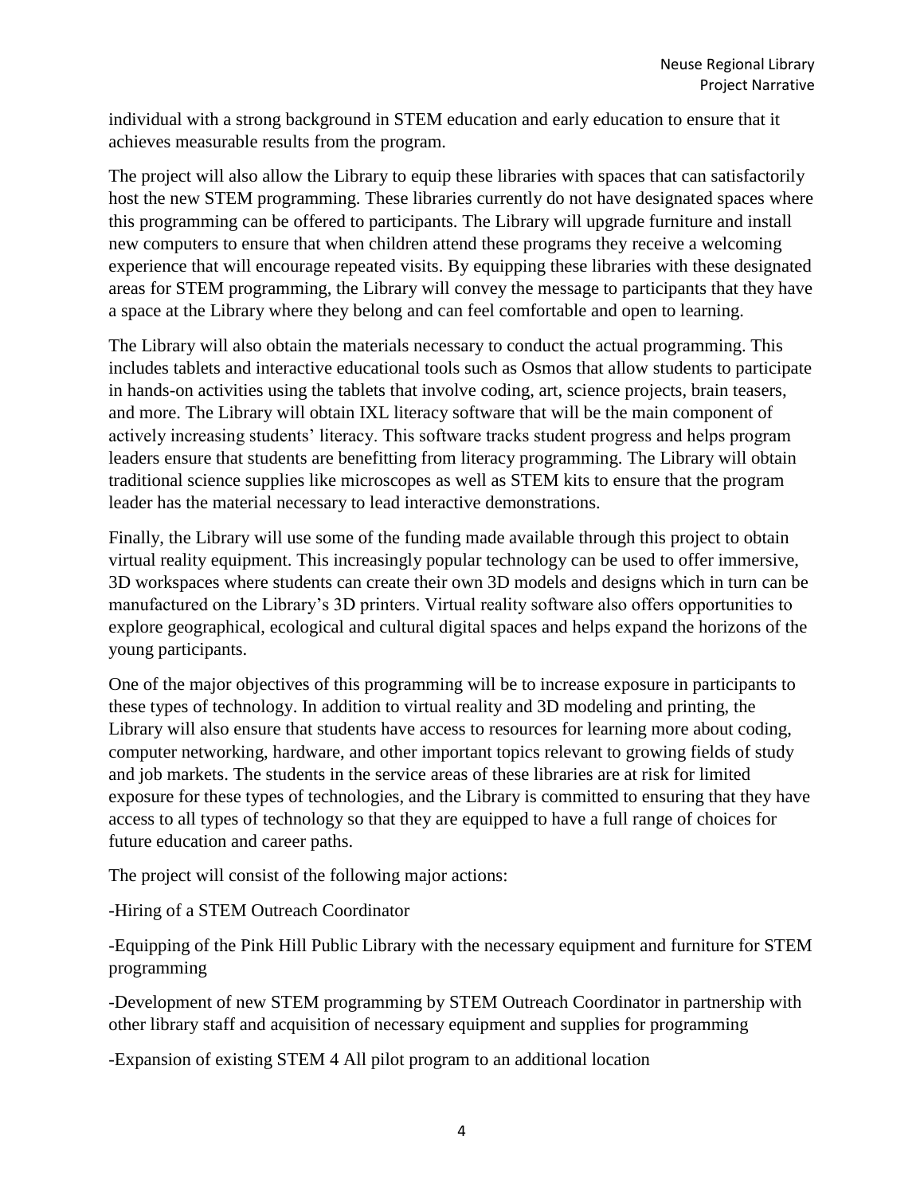individual with a strong background in STEM education and early education to ensure that it achieves measurable results from the program.

The project will also allow the Library to equip these libraries with spaces that can satisfactorily host the new STEM programming. These libraries currently do not have designated spaces where this programming can be offered to participants. The Library will upgrade furniture and install new computers to ensure that when children attend these programs they receive a welcoming experience that will encourage repeated visits. By equipping these libraries with these designated areas for STEM programming, the Library will convey the message to participants that they have a space at the Library where they belong and can feel comfortable and open to learning.

The Library will also obtain the materials necessary to conduct the actual programming. This includes tablets and interactive educational tools such as Osmos that allow students to participate in hands-on activities using the tablets that involve coding, art, science projects, brain teasers, and more. The Library will obtain IXL literacy software that will be the main component of actively increasing students' literacy. This software tracks student progress and helps program leaders ensure that students are benefitting from literacy programming. The Library will obtain traditional science supplies like microscopes as well as STEM kits to ensure that the program leader has the material necessary to lead interactive demonstrations.

Finally, the Library will use some of the funding made available through this project to obtain virtual reality equipment. This increasingly popular technology can be used to offer immersive, 3D workspaces where students can create their own 3D models and designs which in turn can be manufactured on the Library's 3D printers. Virtual reality software also offers opportunities to explore geographical, ecological and cultural digital spaces and helps expand the horizons of the young participants.

One of the major objectives of this programming will be to increase exposure in participants to these types of technology. In addition to virtual reality and 3D modeling and printing, the Library will also ensure that students have access to resources for learning more about coding, computer networking, hardware, and other important topics relevant to growing fields of study and job markets. The students in the service areas of these libraries are at risk for limited exposure for these types of technologies, and the Library is committed to ensuring that they have access to all types of technology so that they are equipped to have a full range of choices for future education and career paths.

The project will consist of the following major actions:

-Hiring of a STEM Outreach Coordinator

-Equipping of the Pink Hill Public Library with the necessary equipment and furniture for STEM programming

-Development of new STEM programming by STEM Outreach Coordinator in partnership with other library staff and acquisition of necessary equipment and supplies for programming

-Expansion of existing STEM 4 All pilot program to an additional location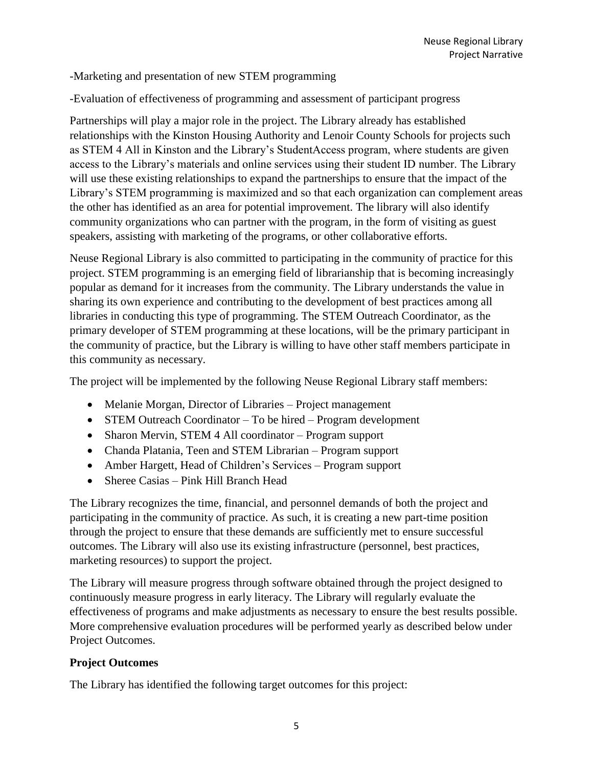-Marketing and presentation of new STEM programming

-Evaluation of effectiveness of programming and assessment of participant progress

Partnerships will play a major role in the project. The Library already has established relationships with the Kinston Housing Authority and Lenoir County Schools for projects such as STEM 4 All in Kinston and the Library's StudentAccess program, where students are given access to the Library's materials and online services using their student ID number. The Library will use these existing relationships to expand the partnerships to ensure that the impact of the Library's STEM programming is maximized and so that each organization can complement areas the other has identified as an area for potential improvement. The library will also identify community organizations who can partner with the program, in the form of visiting as guest speakers, assisting with marketing of the programs, or other collaborative efforts.

Neuse Regional Library is also committed to participating in the community of practice for this project. STEM programming is an emerging field of librarianship that is becoming increasingly popular as demand for it increases from the community. The Library understands the value in sharing its own experience and contributing to the development of best practices among all libraries in conducting this type of programming. The STEM Outreach Coordinator, as the primary developer of STEM programming at these locations, will be the primary participant in the community of practice, but the Library is willing to have other staff members participate in this community as necessary.

The project will be implemented by the following Neuse Regional Library staff members:

- Melanie Morgan, Director of Libraries – Project management
- STEM Outreach Coordinator – To be hired – Program development
- Sharon Mervin, STEM 4 All coordinator – Program support
- Chanda Platania, Teen and STEM Librarian – Program support
- Amber Hargett, Head of Children's Services – Program support
- Sheree Casias – Pink Hill Branch Head

The Library recognizes the time, financial, and personnel demands of both the project and participating in the community of practice. As such, it is creating a new part-time position through the project to ensure that these demands are sufficiently met to ensure successful outcomes. The Library will also use its existing infrastructure (personnel, best practices, marketing resources) to support the project.

The Library will measure progress through software obtained through the project designed to continuously measure progress in early literacy. The Library will regularly evaluate the effectiveness of programs and make adjustments as necessary to ensure the best results possible. More comprehensive evaluation procedures will be performed yearly as described below under Project Outcomes.

**Project Outcomes**

The Library has identified the following target outcomes for this project: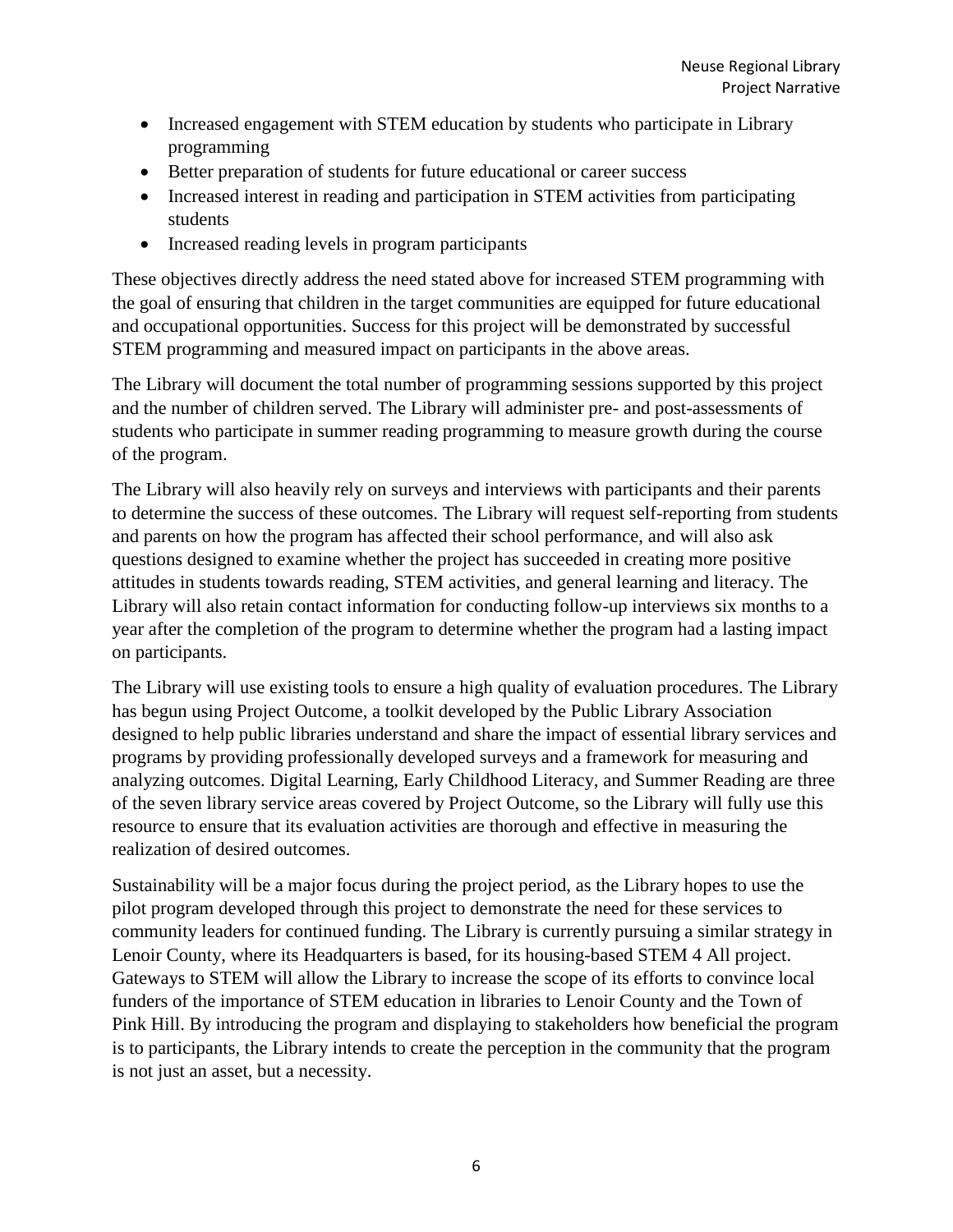- Increased engagement with STEM education by students who participate in Library programming
- Better preparation of students for future educational or career success
- Increased interest in reading and participation in STEM activities from participating students
- Increased reading levels in program participants

These objectives directly address the need stated above for increased STEM programming with the goal of ensuring that children in the target communities are equipped for future educational and occupational opportunities. Success for this project will be demonstrated by successful STEM programming and measured impact on participants in the above areas.

The Library will document the total number of programming sessions supported by this project and the number of children served. The Library will administer pre- and post-assessments of students who participate in summer reading programming to measure growth during the course of the program.

The Library will also heavily rely on surveys and interviews with participants and their parents to determine the success of these outcomes. The Library will request self-reporting from students and parents on how the program has affected their school performance, and will also ask questions designed to examine whether the project has succeeded in creating more positive attitudes in students towards reading, STEM activities, and general learning and literacy. The Library will also retain contact information for conducting follow-up interviews six months to a year after the completion of the program to determine whether the program had a lasting impact on participants.

The Library will use existing tools to ensure a high quality of evaluation procedures. The Library has begun using Project Outcome, a toolkit developed by the Public Library Association designed to help public libraries understand and share the impact of essential library services and programs by providing professionally developed surveys and a framework for measuring and analyzing outcomes. Digital Learning, Early Childhood Literacy, and Summer Reading are three of the seven library service areas covered by Project Outcome, so the Library will fully use this resource to ensure that its evaluation activities are thorough and effective in measuring the realization of desired outcomes.

Sustainability will be a major focus during the project period, as the Library hopes to use the pilot program developed through this project to demonstrate the need for these services to community leaders for continued funding. The Library is currently pursuing a similar strategy in Lenoir County, where its Headquarters is based, for its housing-based STEM 4 All project. Gateways to STEM will allow the Library to increase the scope of its efforts to convince local funders of the importance of STEM education in libraries to Lenoir County and the Town of Pink Hill. By introducing the program and displaying to stakeholders how beneficial the program is to participants, the Library intends to create the perception in the community that the program is not just an asset, but a necessity.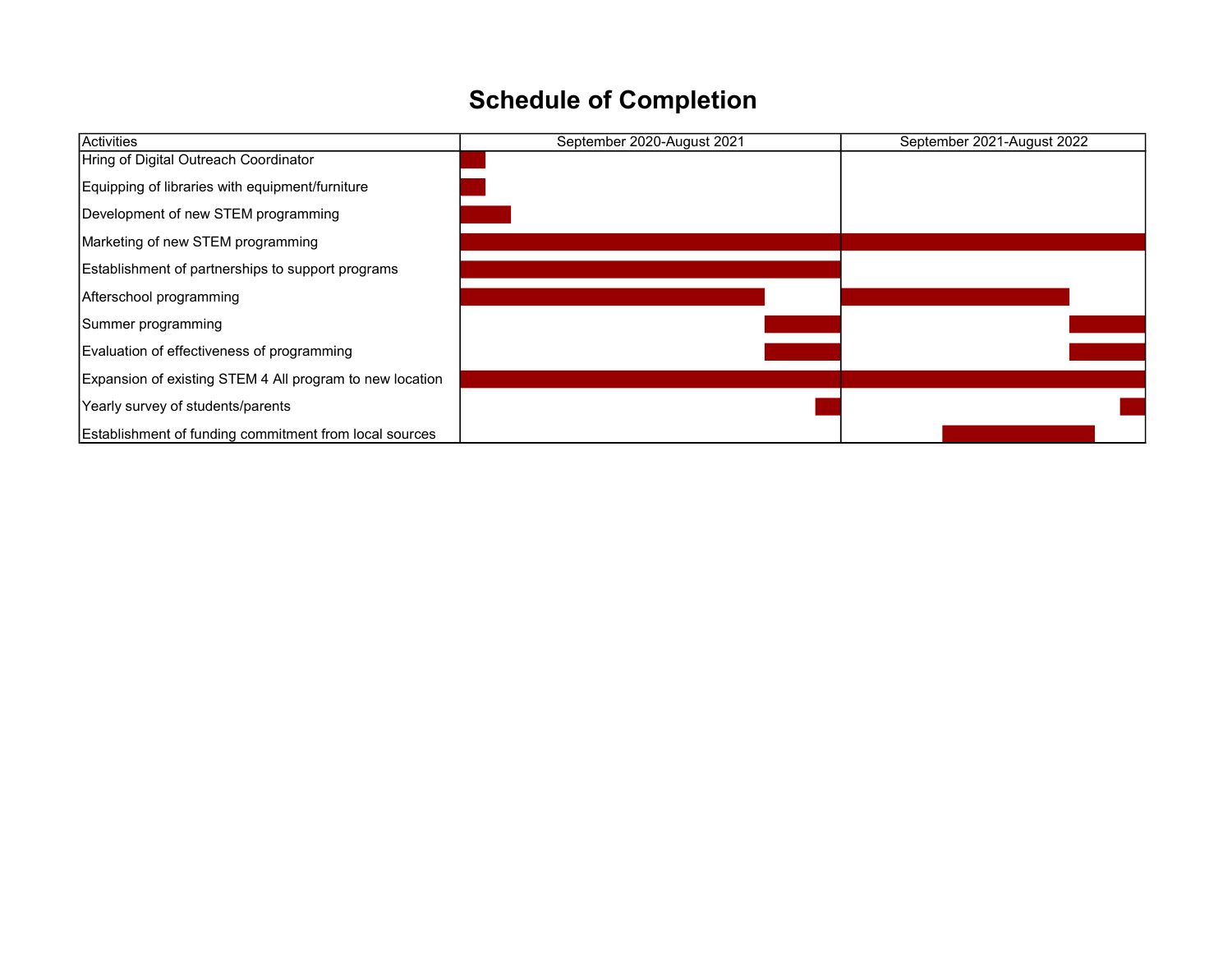# Schedule of Completion

Activities

September 2020-August 2021

September 2021-August 2022

Hring of Digital Outreach Coordinator

Equipping of libraries with equipment/furniture

Development of new STEM programming

Marketing of new STEM programming

Establishment of partnerships to support programs

Afterschool programming

Summer programming

Evaluation of effectiveness of programming

Expansion of existing STEM 4 All program to new location

Yearly survey of students/parents

Establishment of funding commitment from local sources